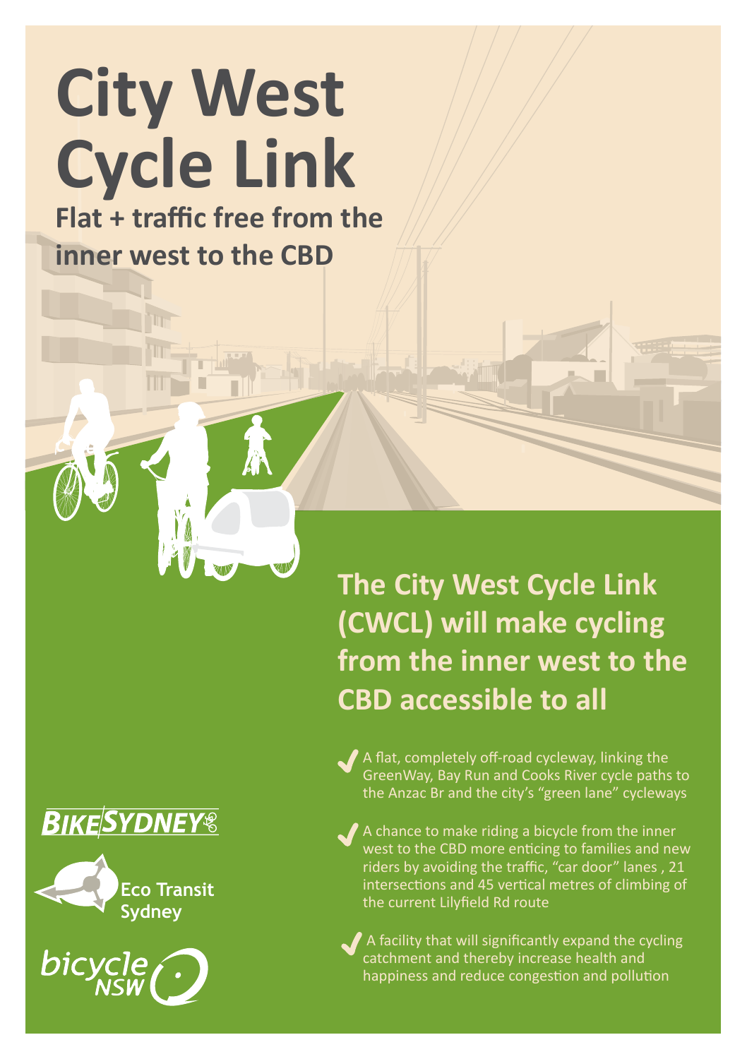# City West Cycle Link

**Flat + traffic free from the inner west to the CBD**

## The City West Cycle Link (CWCL) will make cycling from the inner west to the CBD accessible to all

- A flat, completely off-road cycleway, linking the GreenWay, Bay Run and Cooks River cycle paths to the Anzac Br and the city's "green lane" cycleways
- A chance to make riding a bicycle from the inner west to the CBD more enticing to families and new riders by avoiding the traffic, "car door" lanes , 21 intersections and 45 vertical metres of climbing of the current Lilyfield Rd route
- A facility that will significantly expand the cycling catchment and thereby increase health and happiness and reduce congestion and pollution

BIKESYDNEY

Eco Transit Sydney

bicycle NSW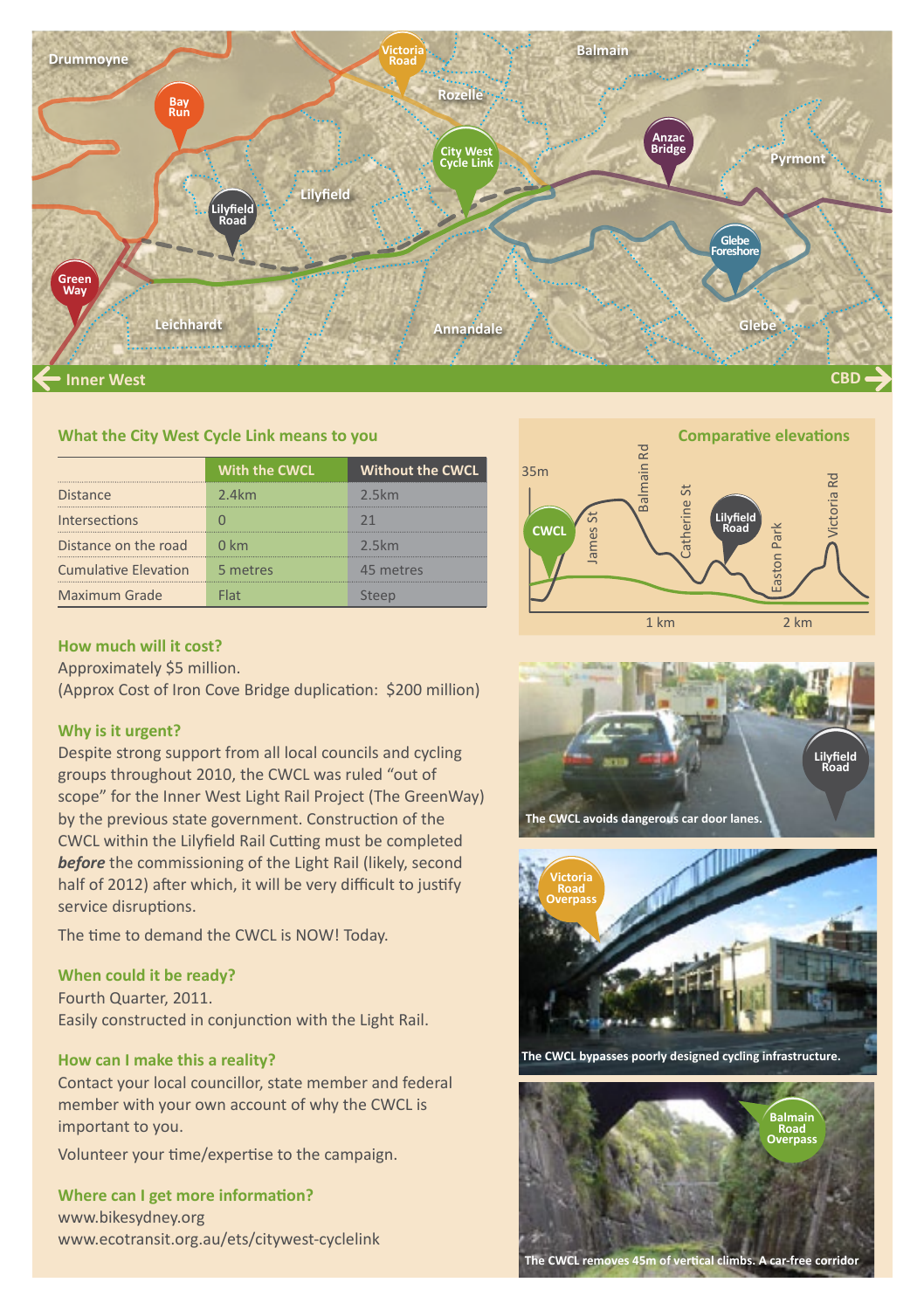Drummoyne

Bay Run

Victoria Road

Rozelle

Balmain

City West Cycle Link

Anzac Bridge

Pyrmont

Lilyfield Road

Lilyfield

Glebe Foreshore

Green Way

Leichhardt

Annandale

Glebe

Inner West

CBD

## What the City West Cycle Link means to you

| | With the CWCL | Without the CWCL |
|---|---|---|
| Distance | 2.4km | 2.5km |
| Intersections | 0 | 21 |
| Distance on the road | 0 km | 2.5km |
| Cumulative Elevation | 5 metres | 45 metres |
| Maximum Grade | Flat | Steep |

Comparative elevations

35m

CWCL

James St

Balmain Rd

Catherine St

Lilyfield Road

Easton Park

Victoria Rd

1 km

2 km

### How much will it cost?

Approximately $5 million.
(Approx Cost of Iron Cove Bridge duplication: $200 million)

### Why is it urgent?

Despite strong support from all local councils and cycling groups throughout 2010, the CWCL was ruled "out of scope" for the Inner West Light Rail Project (The GreenWay) by the previous state government. Construction of the CWCL within the Lilyfield Rail Cutting must be completed ***before*** the commissioning of the Light Rail (likely, second half of 2012) after which, it will be very difficult to justify service disruptions.

The time to demand the CWCL is NOW! Today.

### When could it be ready?

Fourth Quarter, 2011.
Easily constructed in conjunction with the Light Rail.

### How can I make this a reality?

Contact your local councillor, state member and federal member with your own account of why the CWCL is important to you.

Volunteer your time/expertise to the campaign.

### Where can I get more information?

www.bikesydney.org
www.ecotransit.org.au/ets/citywest-cyclelink

Lilyfield Road

The CWCL avoids dangerous car door lanes.

Victoria Road Overpass

The CWCL bypasses poorly designed cycling infrastructure.

Balmain Road Overpass

The CWCL removes 45m of vertical climbs. A car-free corridor